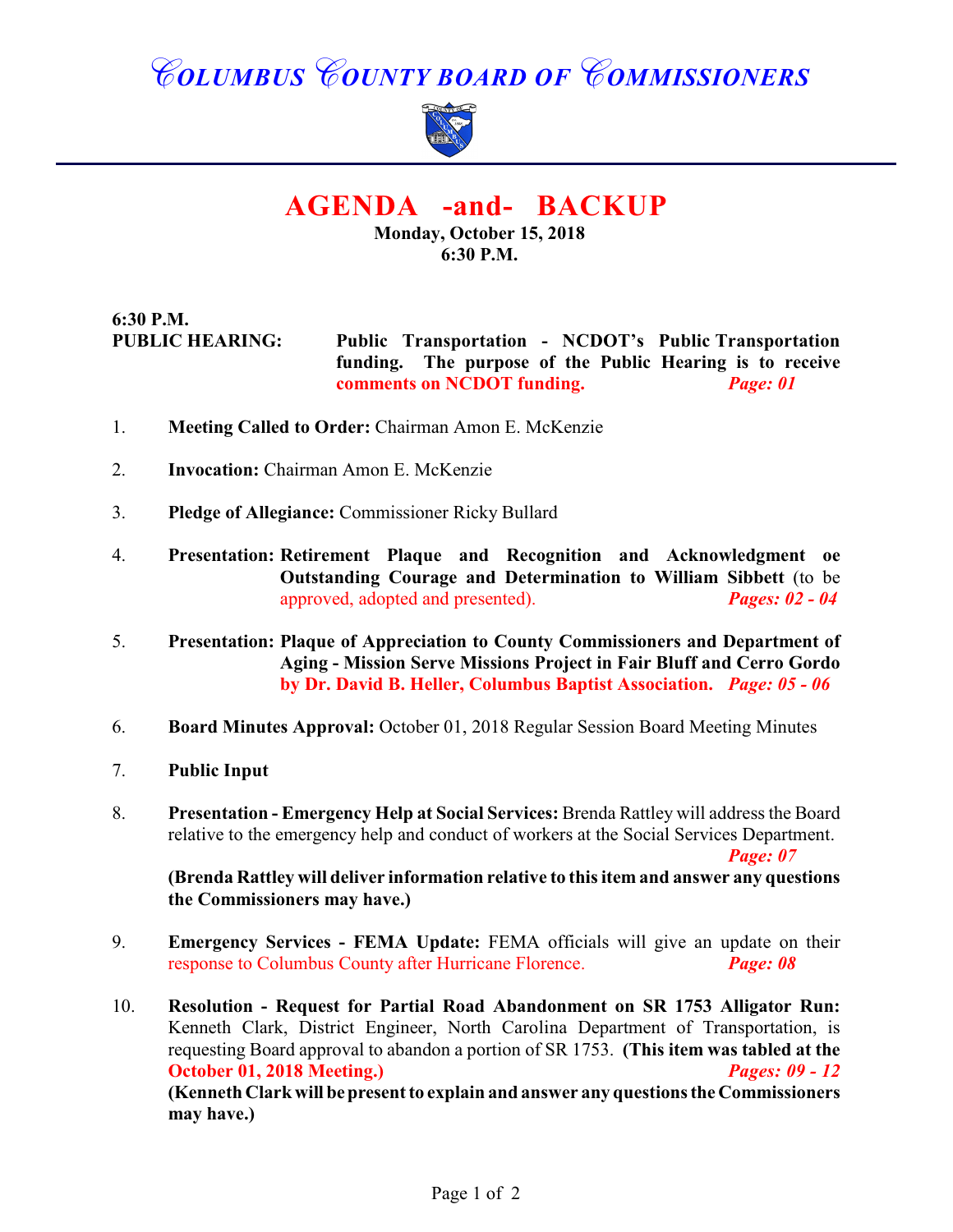# COLUMBUS COUNTY BOARD OF COMMISSIONERS

## AGENDA -and- BACKUP

**Monday, October 15, 2018**
**6:30 P.M.**

**6:30 P.M.**
**PUBLIC HEARING:** **Public Transportation - NCDOT's Public Transportation funding. The purpose of the Public Hearing is to receive comments on NCDOT funding.** ***Page: 01***

1. **Meeting Called to Order:** Chairman Amon E. McKenzie

2. **Invocation:** Chairman Amon E. McKenzie

3. **Pledge of Allegiance:** Commissioner Ricky Bullard

4. **Presentation: Retirement Plaque and Recognition and Acknowledgment oe Outstanding Courage and Determination to William Sibbett** (to be approved, adopted and presented). ***Pages: 02 - 04***

5. **Presentation: Plaque of Appreciation to County Commissioners and Department of Aging - Mission Serve Missions Project in Fair Bluff and Cerro Gordo by Dr. David B. Heller, Columbus Baptist Association.** ***Page: 05 - 06***

6. **Board Minutes Approval:** October 01, 2018 Regular Session Board Meeting Minutes

7. **Public Input**

8. **Presentation - Emergency Help at Social Services:** Brenda Rattley will address the Board relative to the emergency help and conduct of workers at the Social Services Department. ***Page: 07***

   **(Brenda Rattley will deliver information relative to this item and answer any questions the Commissioners may have.)**

9. **Emergency Services - FEMA Update:** FEMA officials will give an update on their response to Columbus County after Hurricane Florence. ***Page: 08***

10. **Resolution - Request for Partial Road Abandonment on SR 1753 Alligator Run:** Kenneth Clark, District Engineer, North Carolina Department of Transportation, is requesting Board approval to abandon a portion of SR 1753. **(This item was tabled at the October 01, 2018 Meeting.)** ***Pages: 09 - 12***

    **(Kenneth Clark will be present to explain and answer any questions the Commissioners may have.)**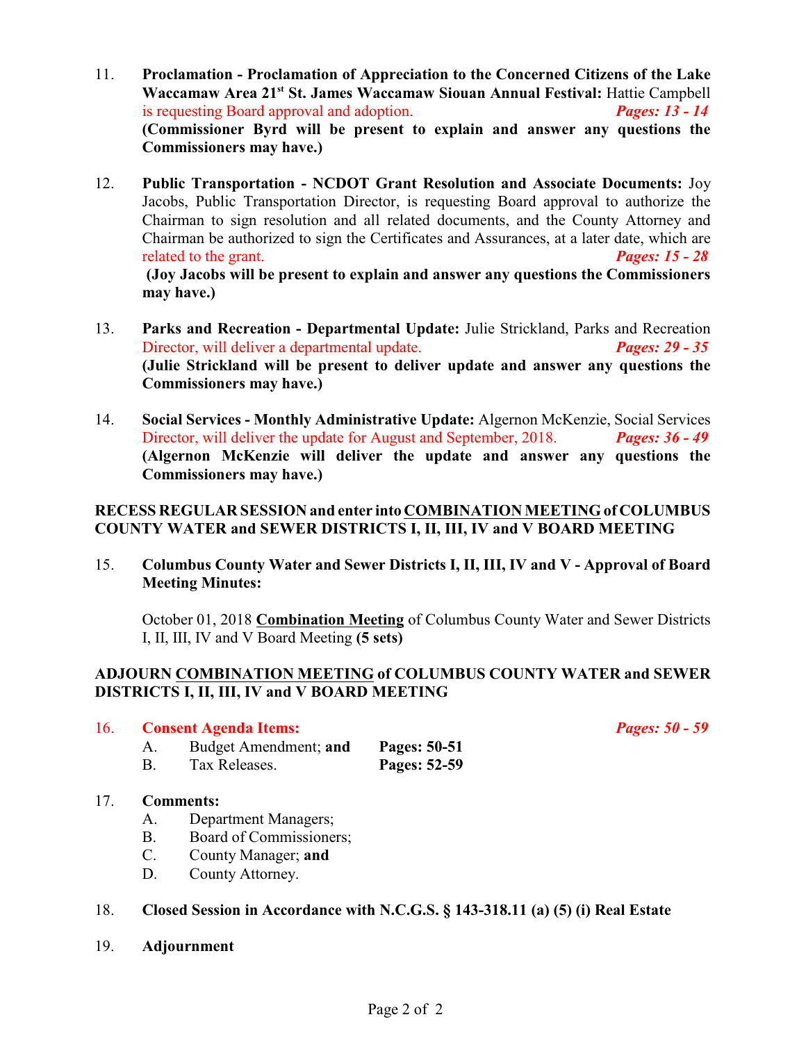11. **Proclamation - Proclamation of Appreciation to the Concerned Citizens of the Lake Waccamaw Area 21st St. James Waccamaw Siouan Annual Festival:** Hattie Campbell is requesting Board approval and adoption. ***Pages: 13 - 14***
**(Commissioner Byrd will be present to explain and answer any questions the Commissioners may have.)**

12. **Public Transportation - NCDOT Grant Resolution and Associate Documents:** Joy Jacobs, Public Transportation Director, is requesting Board approval to authorize the Chairman to sign resolution and all related documents, and the County Attorney and Chairman be authorized to sign the Certificates and Assurances, at a later date, which are related to the grant. ***Pages: 15 - 28***
**(Joy Jacobs will be present to explain and answer any questions the Commissioners may have.)**

13. **Parks and Recreation - Departmental Update:** Julie Strickland, Parks and Recreation Director, will deliver a departmental update. ***Pages: 29 - 35***
**(Julie Strickland will be present to deliver update and answer any questions the Commissioners may have.)**

14. **Social Services - Monthly Administrative Update:** Algernon McKenzie, Social Services Director, will deliver the update for August and September, 2018. ***Pages: 36 - 49***
**(Algernon McKenzie will deliver the update and answer any questions the Commissioners may have.)**

**RECESS REGULAR SESSION and enter into COMBINATION MEETING of COLUMBUS COUNTY WATER and SEWER DISTRICTS I, II, III, IV and V BOARD MEETING**

15. **Columbus County Water and Sewer Districts I, II, III, IV and V - Approval of Board Meeting Minutes:**

October 01, 2018 **Combination Meeting** of Columbus County Water and Sewer Districts I, II, III, IV and V Board Meeting **(5 sets)**

**ADJOURN COMBINATION MEETING of COLUMBUS COUNTY WATER and SEWER DISTRICTS I, II, III, IV and V BOARD MEETING**

16. **Consent Agenda Items:** ***Pages: 50 - 59***
    A. Budget Amendment; **and** **Pages: 50-51**
    B. Tax Releases. **Pages: 52-59**

17. **Comments:**
    A. Department Managers;
    B. Board of Commissioners;
    C. County Manager; **and**
    D. County Attorney.

18. **Closed Session in Accordance with N.C.G.S. § 143-318.11 (a) (5) (i) Real Estate**

19. **Adjournment**